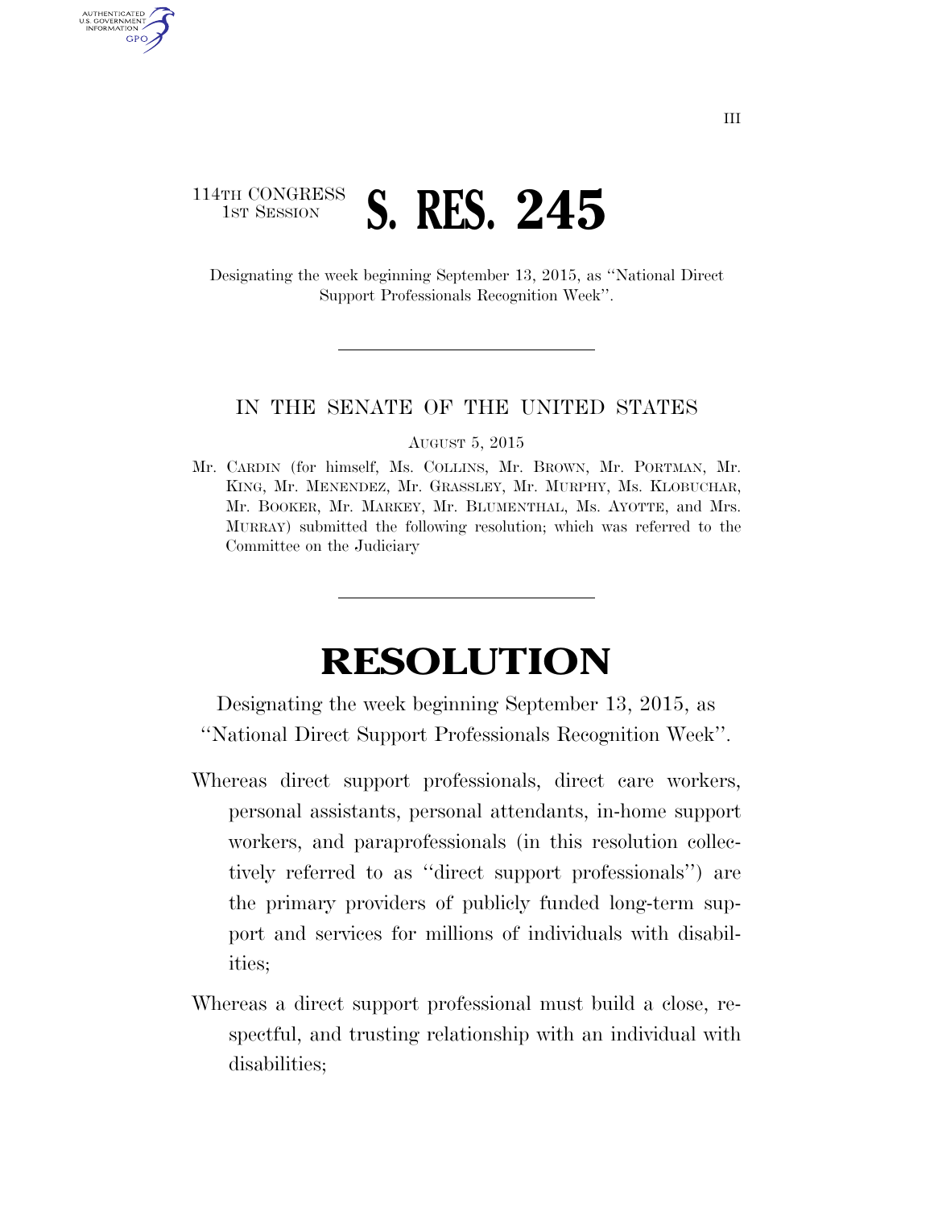114TH CONGRESS
1ST SESSION

# S. RES. 245

Designating the week beginning September 13, 2015, as "National Direct Support Professionals Recognition Week".

---

IN THE SENATE OF THE UNITED STATES

AUGUST 5, 2015

Mr. CARDIN (for himself, Ms. COLLINS, Mr. BROWN, Mr. PORTMAN, Mr. KING, Mr. MENENDEZ, Mr. GRASSLEY, Mr. MURPHY, Ms. KLOBUCHAR, Mr. BOOKER, Mr. MARKEY, Mr. BLUMENTHAL, Ms. AYOTTE, and Mrs. MURRAY) submitted the following resolution; which was referred to the Committee on the Judiciary

---

# RESOLUTION

Designating the week beginning September 13, 2015, as "National Direct Support Professionals Recognition Week".

Whereas direct support professionals, direct care workers, personal assistants, personal attendants, in-home support workers, and paraprofessionals (in this resolution collectively referred to as "direct support professionals") are the primary providers of publicly funded long-term support and services for millions of individuals with disabilities;

Whereas a direct support professional must build a close, respectful, and trusting relationship with an individual with disabilities;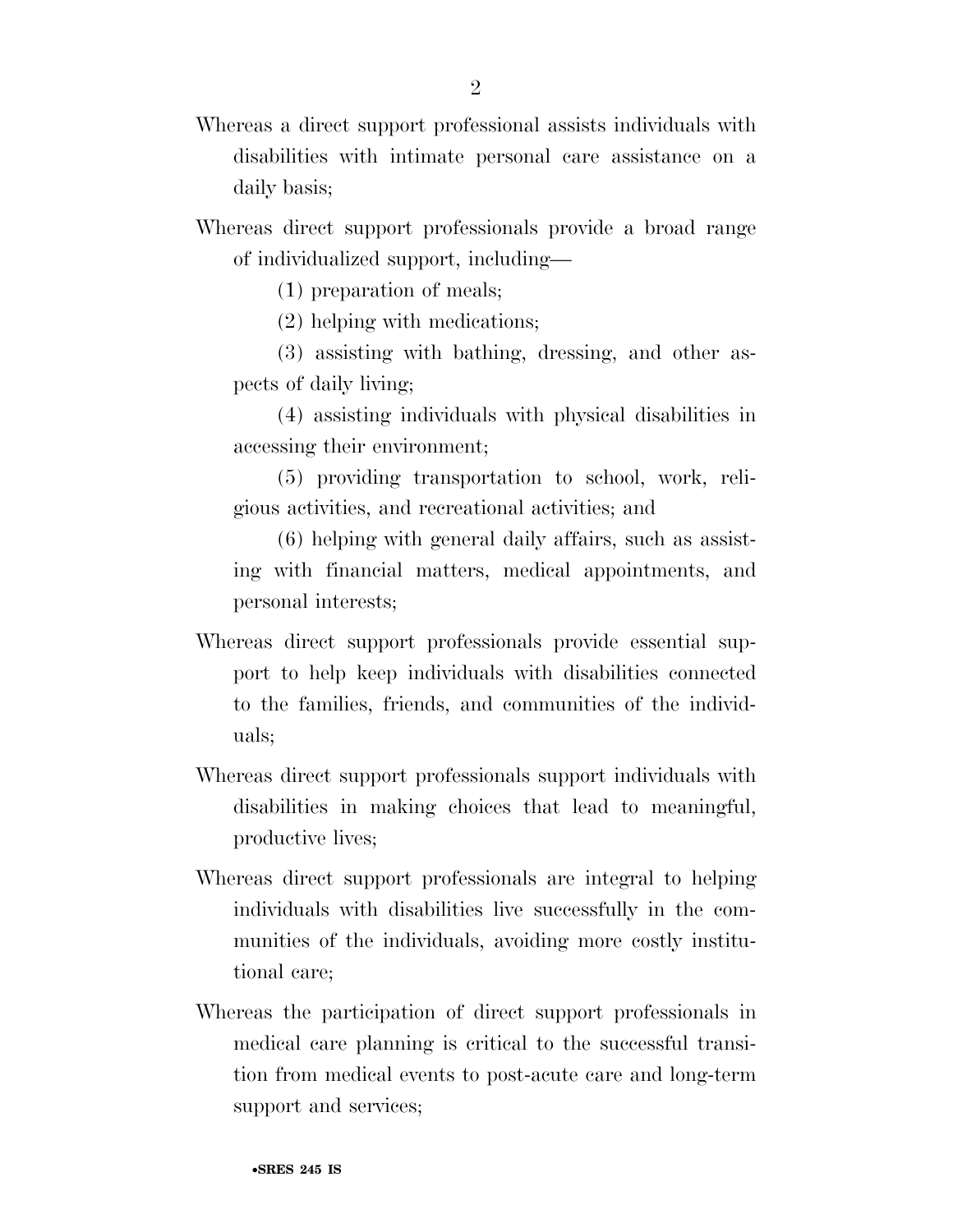Whereas a direct support professional assists individuals with disabilities with intimate personal care assistance on a daily basis;

Whereas direct support professionals provide a broad range of individualized support, including—

(1) preparation of meals;

(2) helping with medications;

(3) assisting with bathing, dressing, and other aspects of daily living;

(4) assisting individuals with physical disabilities in accessing their environment;

(5) providing transportation to school, work, religious activities, and recreational activities; and

(6) helping with general daily affairs, such as assisting with financial matters, medical appointments, and personal interests;

Whereas direct support professionals provide essential support to help keep individuals with disabilities connected to the families, friends, and communities of the individuals;

Whereas direct support professionals support individuals with disabilities in making choices that lead to meaningful, productive lives;

Whereas direct support professionals are integral to helping individuals with disabilities live successfully in the communities of the individuals, avoiding more costly institutional care;

Whereas the participation of direct support professionals in medical care planning is critical to the successful transition from medical events to post-acute care and long-term support and services;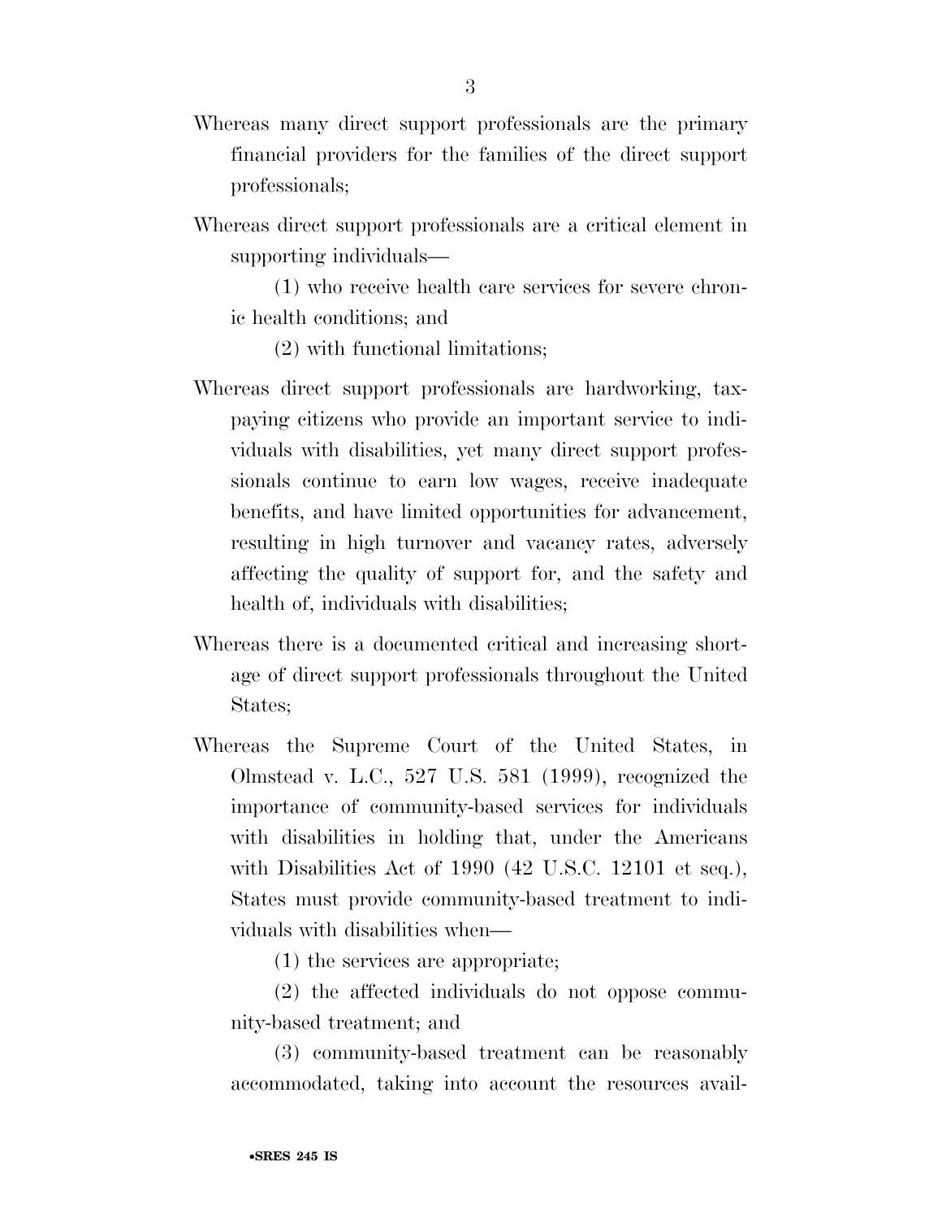Whereas many direct support professionals are the primary financial providers for the families of the direct support professionals;

Whereas direct support professionals are a critical element in supporting individuals—

(1) who receive health care services for severe chronic health conditions; and

(2) with functional limitations;

Whereas direct support professionals are hardworking, taxpaying citizens who provide an important service to individuals with disabilities, yet many direct support professionals continue to earn low wages, receive inadequate benefits, and have limited opportunities for advancement, resulting in high turnover and vacancy rates, adversely affecting the quality of support for, and the safety and health of, individuals with disabilities;

Whereas there is a documented critical and increasing shortage of direct support professionals throughout the United States;

Whereas the Supreme Court of the United States, in Olmstead v. L.C., 527 U.S. 581 (1999), recognized the importance of community-based services for individuals with disabilities in holding that, under the Americans with Disabilities Act of 1990 (42 U.S.C. 12101 et seq.), States must provide community-based treatment to individuals with disabilities when—

(1) the services are appropriate;

(2) the affected individuals do not oppose community-based treatment; and

(3) community-based treatment can be reasonably accommodated, taking into account the resources avail-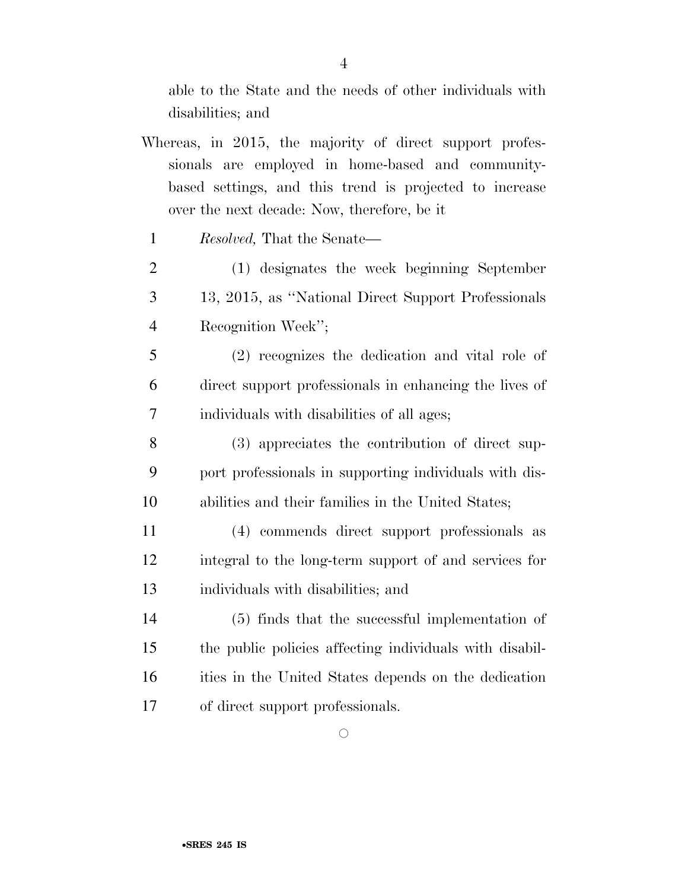able to the State and the needs of other individuals with disabilities; and

Whereas, in 2015, the majority of direct support professionals are employed in home-based and community-based settings, and this trend is projected to increase over the next decade: Now, therefore, be it

*Resolved,* That the Senate—

(1) designates the week beginning September 13, 2015, as "National Direct Support Professionals Recognition Week";

(2) recognizes the dedication and vital role of direct support professionals in enhancing the lives of individuals with disabilities of all ages;

(3) appreciates the contribution of direct support professionals in supporting individuals with disabilities and their families in the United States;

(4) commends direct support professionals as integral to the long-term support of and services for individuals with disabilities; and

(5) finds that the successful implementation of the public policies affecting individuals with disabilities in the United States depends on the dedication of direct support professionals.

○